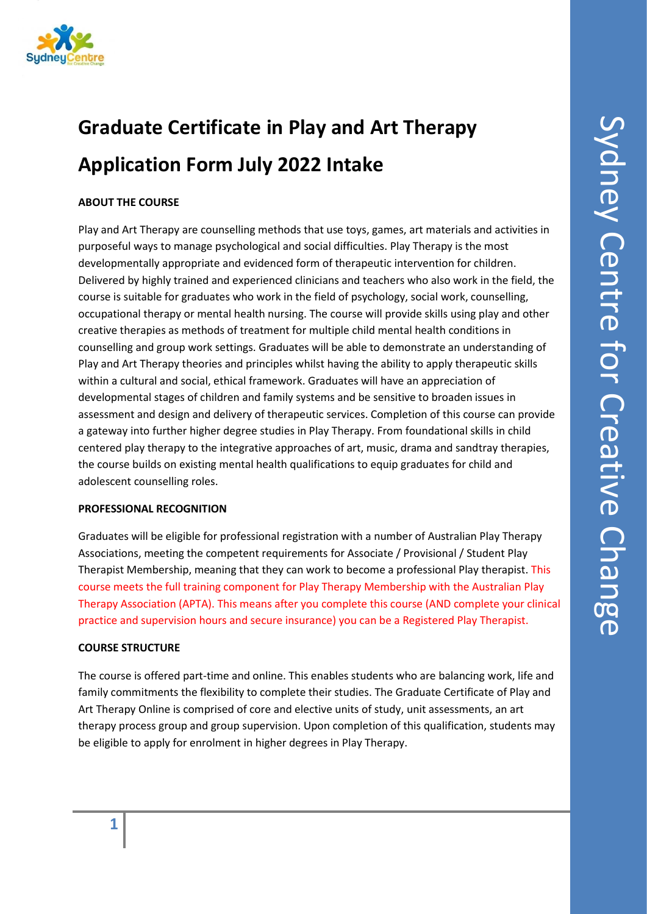# Graduate Certificate in Play and Art Therapy

# Application Form July 2022 Intake

**ABOUT THE COURSE**

Play and Art Therapy are counselling methods that use toys, games, art materials and activities in purposeful ways to manage psychological and social difficulties. Play Therapy is the most developmentally appropriate and evidenced form of therapeutic intervention for children. Delivered by highly trained and experienced clinicians and teachers who also work in the field, the course is suitable for graduates who work in the field of psychology, social work, counselling, occupational therapy or mental health nursing. The course will provide skills using play and other creative therapies as methods of treatment for multiple child mental health conditions in counselling and group work settings. Graduates will be able to demonstrate an understanding of Play and Art Therapy theories and principles whilst having the ability to apply therapeutic skills within a cultural and social, ethical framework. Graduates will have an appreciation of developmental stages of children and family systems and be sensitive to broaden issues in assessment and design and delivery of therapeutic services. Completion of this course can provide a gateway into further higher degree studies in Play Therapy. From foundational skills in child centered play therapy to the integrative approaches of art, music, drama and sandtray therapies, the course builds on existing mental health qualifications to equip graduates for child and adolescent counselling roles.

**PROFESSIONAL RECOGNITION**

Graduates will be eligible for professional registration with a number of Australian Play Therapy Associations, meeting the competent requirements for Associate / Provisional / Student Play Therapist Membership, meaning that they can work to become a professional Play therapist. This course meets the full training component for Play Therapy Membership with the Australian Play Therapy Association (APTA). This means after you complete this course (AND complete your clinical practice and supervision hours and secure insurance) you can be a Registered Play Therapist.

**COURSE STRUCTURE**

The course is offered part-time and online. This enables students who are balancing work, life and family commitments the flexibility to complete their studies. The Graduate Certificate of Play and Art Therapy Online is comprised of core and elective units of study, unit assessments, an art therapy process group and group supervision. Upon completion of this qualification, students may be eligible to apply for enrolment in higher degrees in Play Therapy.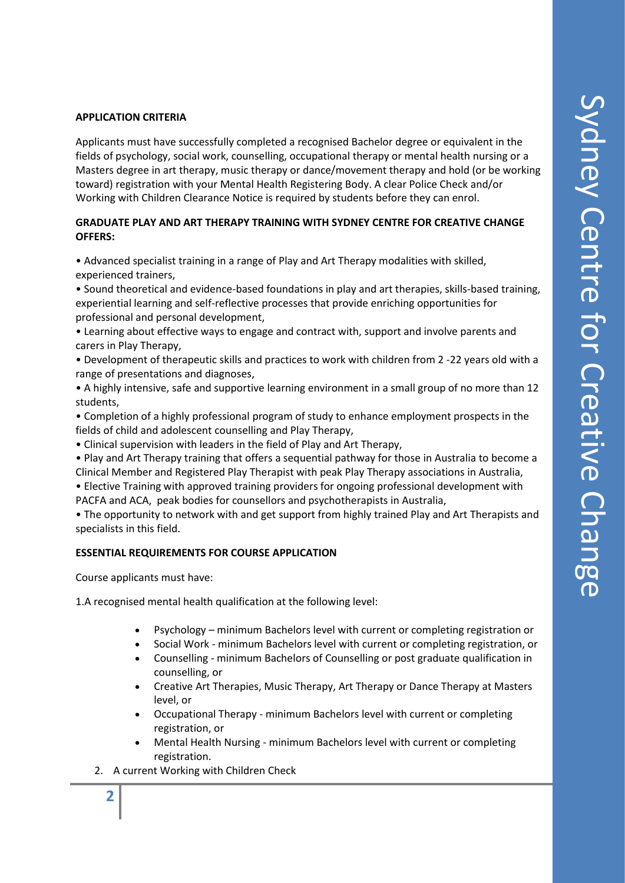## APPLICATION CRITERIA

Applicants must have successfully completed a recognised Bachelor degree or equivalent in the fields of psychology, social work, counselling, occupational therapy or mental health nursing or a Masters degree in art therapy, music therapy or dance/movement therapy and hold (or be working toward) registration with your Mental Health Registering Body. A clear Police Check and/or Working with Children Clearance Notice is required by students before they can enrol.

## GRADUATE PLAY AND ART THERAPY TRAINING WITH SYDNEY CENTRE FOR CREATIVE CHANGE OFFERS:

- Advanced specialist training in a range of Play and Art Therapy modalities with skilled, experienced trainers,
- Sound theoretical and evidence-based foundations in play and art therapies, skills-based training, experiential learning and self-reflective processes that provide enriching opportunities for professional and personal development,
- Learning about effective ways to engage and contract with, support and involve parents and carers in Play Therapy,
- Development of therapeutic skills and practices to work with children from 2 -22 years old with a range of presentations and diagnoses,
- A highly intensive, safe and supportive learning environment in a small group of no more than 12 students,
- Completion of a highly professional program of study to enhance employment prospects in the fields of child and adolescent counselling and Play Therapy,
- Clinical supervision with leaders in the field of Play and Art Therapy,
- Play and Art Therapy training that offers a sequential pathway for those in Australia to become a Clinical Member and Registered Play Therapist with peak Play Therapy associations in Australia,
- Elective Training with approved training providers for ongoing professional development with PACFA and ACA, peak bodies for counsellors and psychotherapists in Australia,
- The opportunity to network with and get support from highly trained Play and Art Therapists and specialists in this field.

## ESSENTIAL REQUIREMENTS FOR COURSE APPLICATION

Course applicants must have:

1. A recognised mental health qualification at the following level:
   - Psychology – minimum Bachelors level with current or completing registration or
   - Social Work - minimum Bachelors level with current or completing registration, or
   - Counselling - minimum Bachelors of Counselling or post graduate qualification in counselling, or
   - Creative Art Therapies, Music Therapy, Art Therapy or Dance Therapy at Masters level, or
   - Occupational Therapy - minimum Bachelors level with current or completing registration, or
   - Mental Health Nursing - minimum Bachelors level with current or completing registration.
2. A current Working with Children Check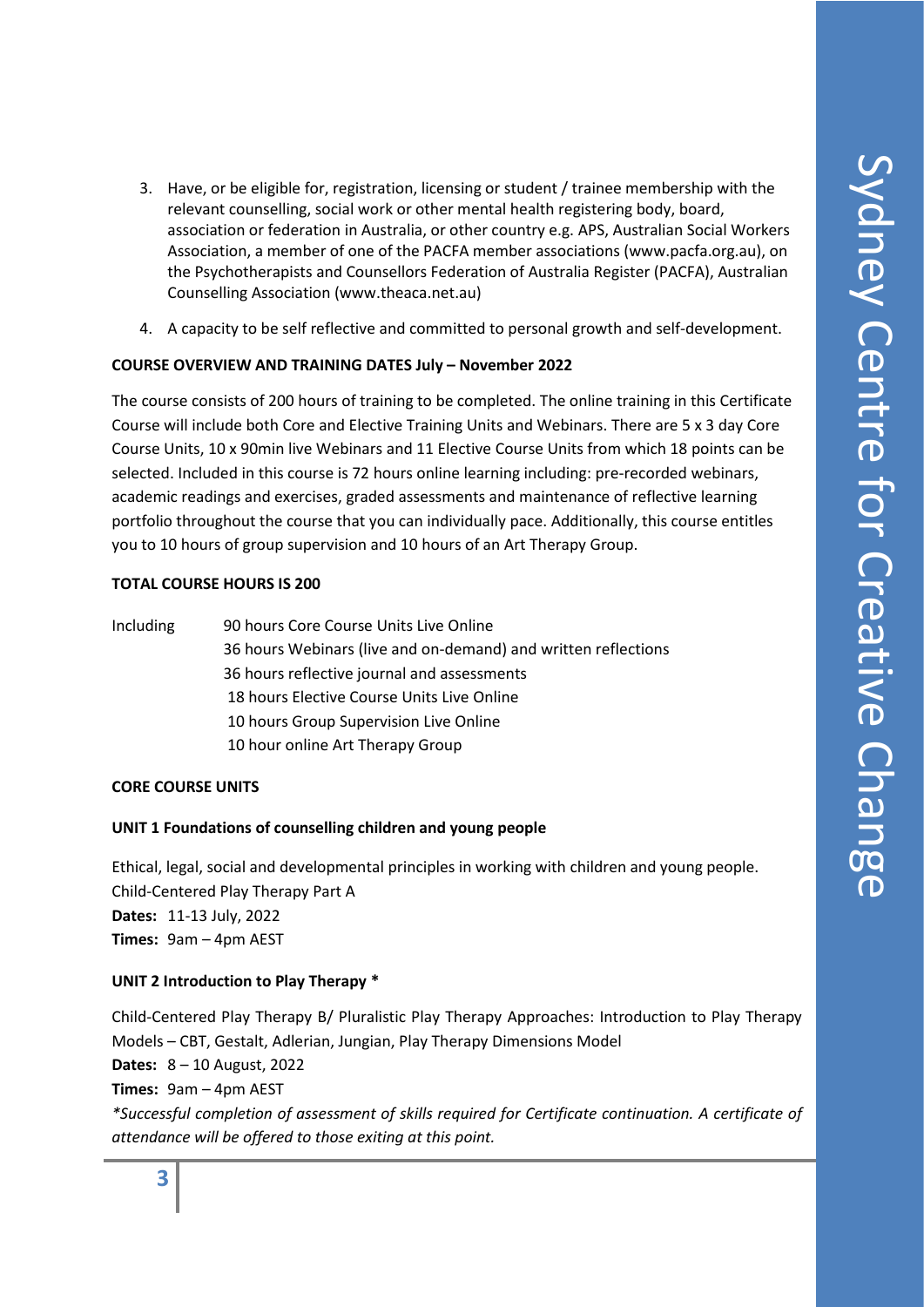3. Have, or be eligible for, registration, licensing or student / trainee membership with the relevant counselling, social work or other mental health registering body, board, association or federation in Australia, or other country e.g. APS, Australian Social Workers Association, a member of one of the PACFA member associations (www.pacfa.org.au), on the Psychotherapists and Counsellors Federation of Australia Register (PACFA), Australian Counselling Association (www.theaca.net.au)
4. A capacity to be self reflective and committed to personal growth and self-development.

**COURSE OVERVIEW AND TRAINING DATES July – November 2022**

The course consists of 200 hours of training to be completed. The online training in this Certificate Course will include both Core and Elective Training Units and Webinars. There are 5 x 3 day Core Course Units, 10 x 90min live Webinars and 11 Elective Course Units from which 18 points can be selected. Included in this course is 72 hours online learning including: pre-recorded webinars, academic readings and exercises, graded assessments and maintenance of reflective learning portfolio throughout the course that you can individually pace. Additionally, this course entitles you to 10 hours of group supervision and 10 hours of an Art Therapy Group.

**TOTAL COURSE HOURS IS 200**

Including
- 90 hours Core Course Units Live Online
- 36 hours Webinars (live and on-demand) and written reflections
- 36 hours reflective journal and assessments
- 18 hours Elective Course Units Live Online
- 10 hours Group Supervision Live Online
- 10 hour online Art Therapy Group

**CORE COURSE UNITS**

**UNIT 1 Foundations of counselling children and young people**

Ethical, legal, social and developmental principles in working with children and young people.
Child-Centered Play Therapy Part A
**Dates:** 11-13 July, 2022
**Times:** 9am – 4pm AEST

**UNIT 2 Introduction to Play Therapy ***

Child-Centered Play Therapy B/ Pluralistic Play Therapy Approaches: Introduction to Play Therapy Models – CBT, Gestalt, Adlerian, Jungian, Play Therapy Dimensions Model
**Dates:** 8 – 10 August, 2022
**Times:** 9am – 4pm AEST
*\*Successful completion of assessment of skills required for Certificate continuation. A certificate of attendance will be offered to those exiting at this point.*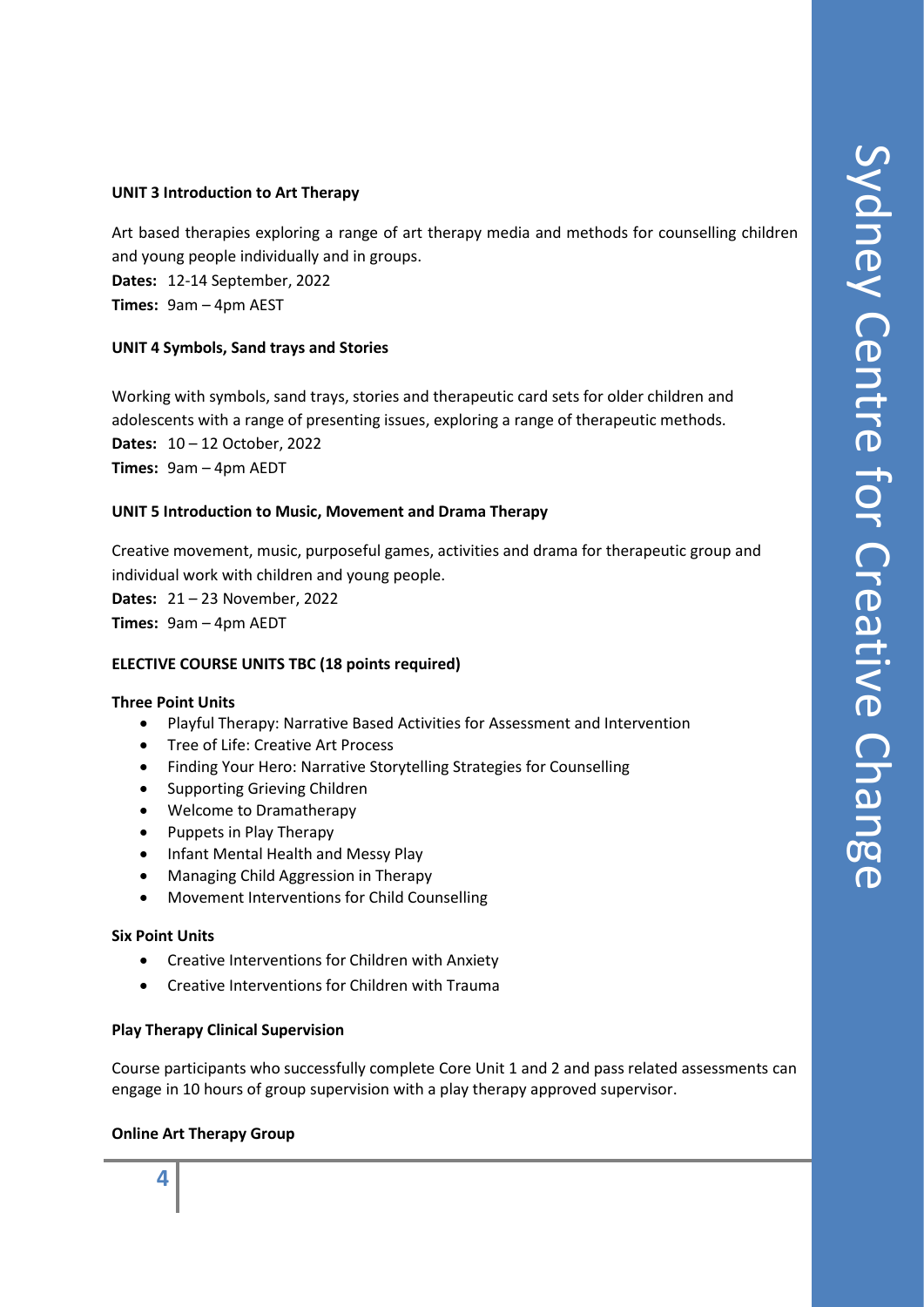**UNIT 3 Introduction to Art Therapy**

Art based therapies exploring a range of art therapy media and methods for counselling children and young people individually and in groups.
**Dates:** 12-14 September, 2022
**Times:** 9am – 4pm AEST

**UNIT 4 Symbols, Sand trays and Stories**

Working with symbols, sand trays, stories and therapeutic card sets for older children and adolescents with a range of presenting issues, exploring a range of therapeutic methods.
**Dates:** 10 – 12 October, 2022
**Times:** 9am – 4pm AEDT

**UNIT 5 Introduction to Music, Movement and Drama Therapy**

Creative movement, music, purposeful games, activities and drama for therapeutic group and individual work with children and young people.
**Dates:** 21 – 23 November, 2022
**Times:** 9am – 4pm AEDT

**ELECTIVE COURSE UNITS TBC (18 points required)**

**Three Point Units**

- Playful Therapy: Narrative Based Activities for Assessment and Intervention
- Tree of Life: Creative Art Process
- Finding Your Hero: Narrative Storytelling Strategies for Counselling
- Supporting Grieving Children
- Welcome to Dramatherapy
- Puppets in Play Therapy
- Infant Mental Health and Messy Play
- Managing Child Aggression in Therapy
- Movement Interventions for Child Counselling

**Six Point Units**

- Creative Interventions for Children with Anxiety
- Creative Interventions for Children with Trauma

**Play Therapy Clinical Supervision**

Course participants who successfully complete Core Unit 1 and 2 and pass related assessments can engage in 10 hours of group supervision with a play therapy approved supervisor.

**Online Art Therapy Group**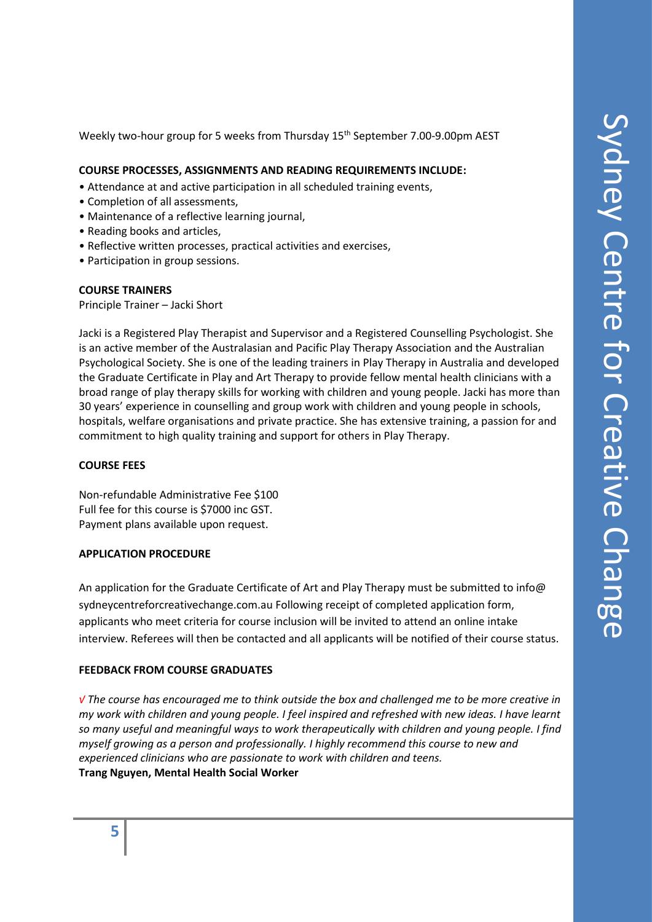Weekly two-hour group for 5 weeks from Thursday 15th September 7.00-9.00pm AEST

**COURSE PROCESSES, ASSIGNMENTS AND READING REQUIREMENTS INCLUDE:**

- Attendance at and active participation in all scheduled training events,
- Completion of all assessments,
- Maintenance of a reflective learning journal,
- Reading books and articles,
- Reflective written processes, practical activities and exercises,
- Participation in group sessions.

**COURSE TRAINERS**

Principle Trainer – Jacki Short

Jacki is a Registered Play Therapist and Supervisor and a Registered Counselling Psychologist. She is an active member of the Australasian and Pacific Play Therapy Association and the Australian Psychological Society. She is one of the leading trainers in Play Therapy in Australia and developed the Graduate Certificate in Play and Art Therapy to provide fellow mental health clinicians with a broad range of play therapy skills for working with children and young people. Jacki has more than 30 years' experience in counselling and group work with children and young people in schools, hospitals, welfare organisations and private practice. She has extensive training, a passion for and commitment to high quality training and support for others in Play Therapy.

**COURSE FEES**

Non-refundable Administrative Fee $100
Full fee for this course is $7000 inc GST.
Payment plans available upon request.

**APPLICATION PROCEDURE**

An application for the Graduate Certificate of Art and Play Therapy must be submitted to info@ sydneycentreforcreativechange.com.au Following receipt of completed application form, applicants who meet criteria for course inclusion will be invited to attend an online intake interview. Referees will then be contacted and all applicants will be notified of their course status.

**FEEDBACK FROM COURSE GRADUATES**

√ *The course has encouraged me to think outside the box and challenged me to be more creative in my work with children and young people. I feel inspired and refreshed with new ideas. I have learnt so many useful and meaningful ways to work therapeutically with children and young people. I find myself growing as a person and professionally. I highly recommend this course to new and experienced clinicians who are passionate to work with children and teens.*
**Trang Nguyen, Mental Health Social Worker**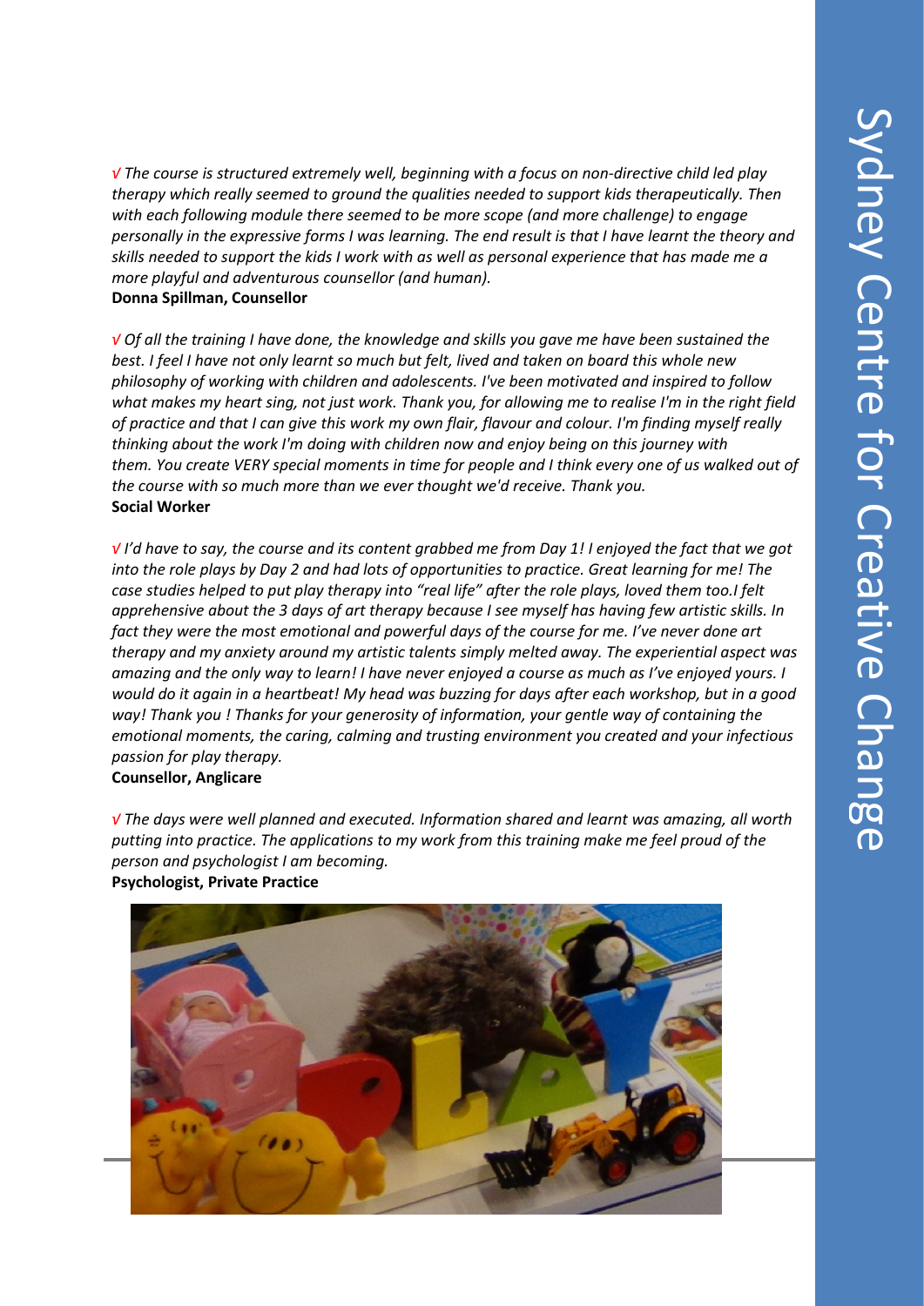√ *The course is structured extremely well, beginning with a focus on non-directive child led play therapy which really seemed to ground the qualities needed to support kids therapeutically. Then with each following module there seemed to be more scope (and more challenge) to engage personally in the expressive forms I was learning. The end result is that I have learnt the theory and skills needed to support the kids I work with as well as personal experience that has made me a more playful and adventurous counsellor (and human).*
**Donna Spillman, Counsellor**

√ *Of all the training I have done, the knowledge and skills you gave me have been sustained the best. I feel I have not only learnt so much but felt, lived and taken on board this whole new philosophy of working with children and adolescents. I've been motivated and inspired to follow what makes my heart sing, not just work. Thank you, for allowing me to realise I'm in the right field of practice and that I can give this work my own flair, flavour and colour. I'm finding myself really thinking about the work I'm doing with children now and enjoy being on this journey with them. You create VERY special moments in time for people and I think every one of us walked out of the course with so much more than we ever thought we'd receive. Thank you.*
**Social Worker**

√ *I'd have to say, the course and its content grabbed me from Day 1! I enjoyed the fact that we got into the role plays by Day 2 and had lots of opportunities to practice. Great learning for me! The case studies helped to put play therapy into "real life" after the role plays, loved them too.I felt apprehensive about the 3 days of art therapy because I see myself has having few artistic skills. In fact they were the most emotional and powerful days of the course for me. I've never done art therapy and my anxiety around my artistic talents simply melted away. The experiential aspect was amazing and the only way to learn! I have never enjoyed a course as much as I've enjoyed yours. I would do it again in a heartbeat! My head was buzzing for days after each workshop, but in a good way! Thank you ! Thanks for your generosity of information, your gentle way of containing the emotional moments, the caring, calming and trusting environment you created and your infectious passion for play therapy.*
**Counsellor, Anglicare**

√ *The days were well planned and executed. Information shared and learnt was amazing, all worth putting into practice. The applications to my work from this training make me feel proud of the person and psychologist I am becoming.*
**Psychologist, Private Practice**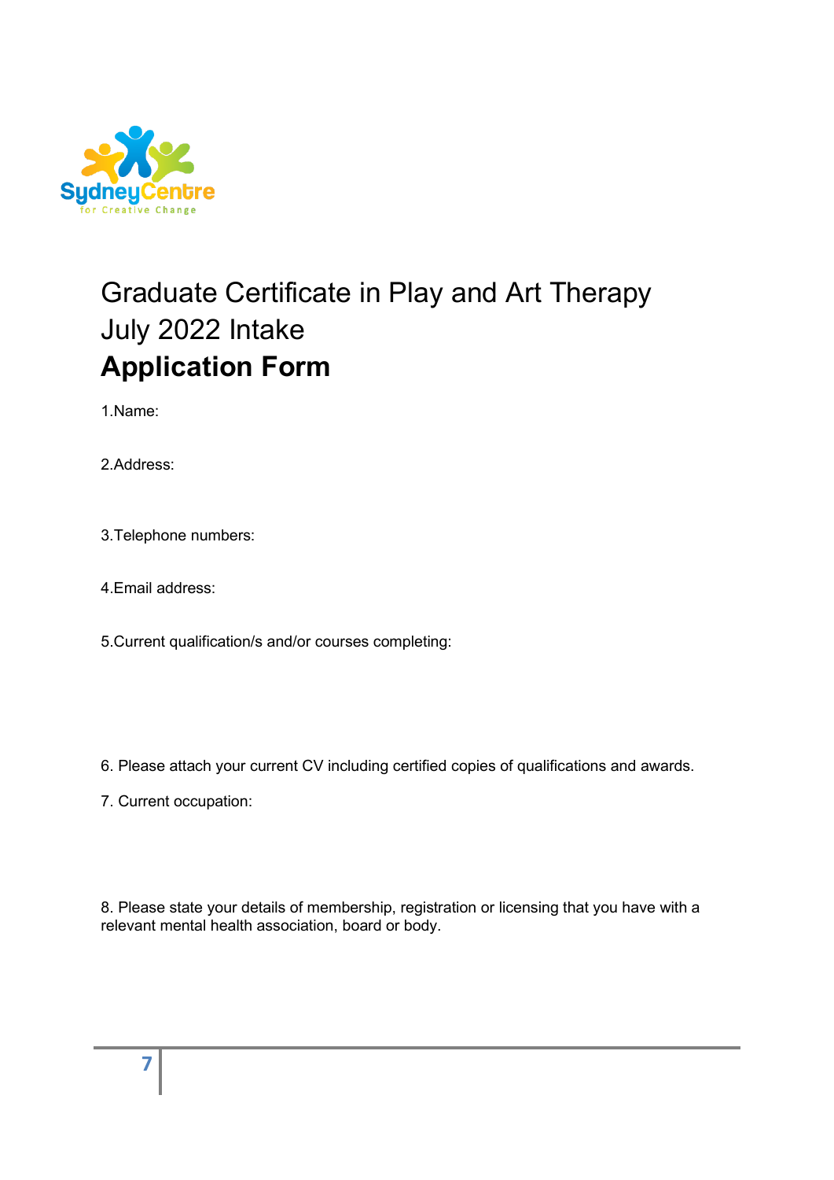Graduate Certificate in Play and Art Therapy
July 2022 Intake

# Application Form

1.Name:

2.Address:

3.Telephone numbers:

4.Email address:

5.Current qualification/s and/or courses completing:

6. Please attach your current CV including certified copies of qualifications and awards.

7. Current occupation:

8. Please state your details of membership, registration or licensing that you have with a relevant mental health association, board or body.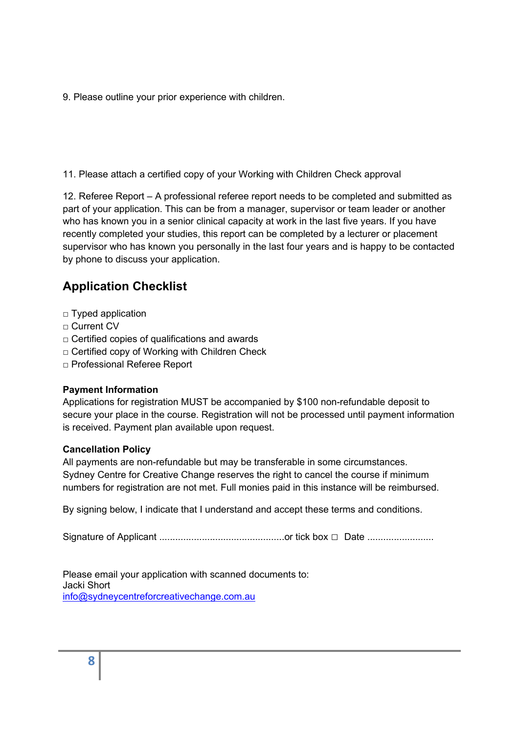9. Please outline your prior experience with children.

11. Please attach a certified copy of your Working with Children Check approval

12. Referee Report – A professional referee report needs to be completed and submitted as part of your application. This can be from a manager, supervisor or team leader or another who has known you in a senior clinical capacity at work in the last five years. If you have recently completed your studies, this report can be completed by a lecturer or placement supervisor who has known you personally in the last four years and is happy to be contacted by phone to discuss your application.

## Application Checklist

□ Typed application
□ Current CV
□ Certified copies of qualifications and awards
□ Certified copy of Working with Children Check
□ Professional Referee Report

**Payment Information**
Applications for registration MUST be accompanied by $100 non-refundable deposit to secure your place in the course. Registration will not be processed until payment information is received. Payment plan available upon request.

**Cancellation Policy**
All payments are non-refundable but may be transferable in some circumstances. Sydney Centre for Creative Change reserves the right to cancel the course if minimum numbers for registration are not met. Full monies paid in this instance will be reimbursed.

By signing below, I indicate that I understand and accept these terms and conditions.

Signature of Applicant ..............................................or tick box □ Date .........................

Please email your application with scanned documents to:
Jacki Short
info@sydneycentreforcreativechange.com.au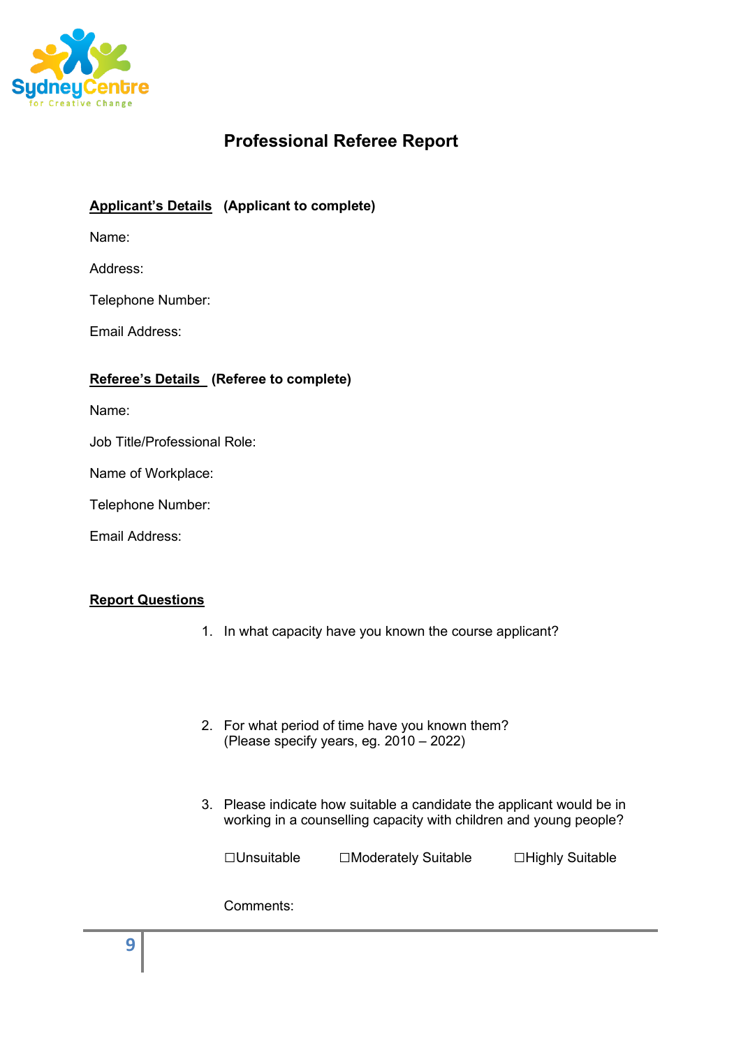# Professional Referee Report

**Applicant's Details** **(Applicant to complete)**

Name:

Address:

Telephone Number:

Email Address:

**Referee's Details** **(Referee to complete)**

Name:

Job Title/Professional Role:

Name of Workplace:

Telephone Number:

Email Address:

**Report Questions**

1. In what capacity have you known the course applicant?

2. For what period of time have you known them? (Please specify years, eg. 2010 – 2022)

3. Please indicate how suitable a candidate the applicant would be in working in a counselling capacity with children and young people?

   ☐Unsuitable ☐Moderately Suitable ☐Highly Suitable

   Comments: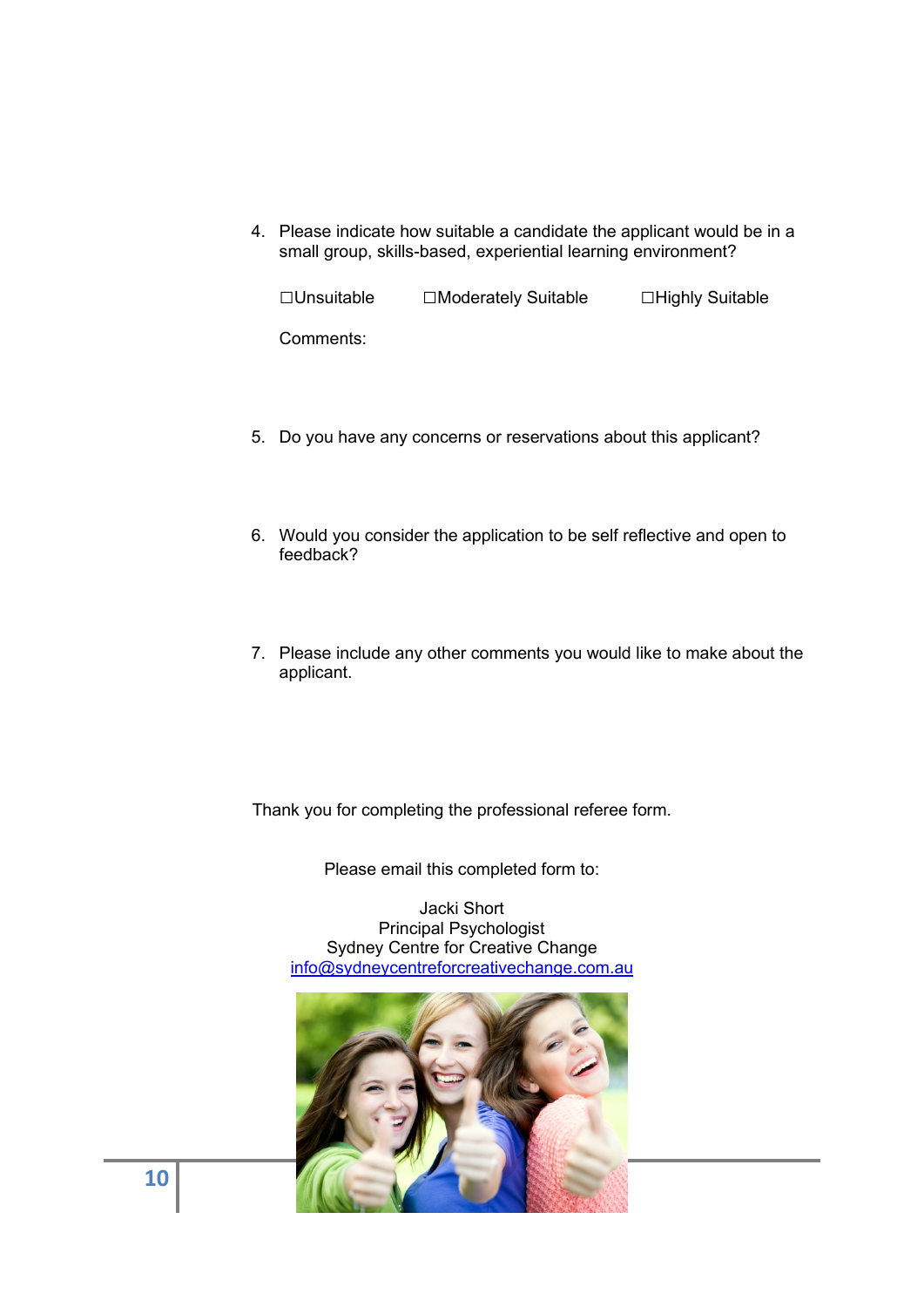4. Please indicate how suitable a candidate the applicant would be in a small group, skills-based, experiential learning environment?

   ☐Unsuitable ☐Moderately Suitable ☐Highly Suitable

   Comments:

5. Do you have any concerns or reservations about this applicant?

6. Would you consider the application to be self reflective and open to feedback?

7. Please include any other comments you would like to make about the applicant.

Thank you for completing the professional referee form.

Please email this completed form to:

Jacki Short
Principal Psychologist
Sydney Centre for Creative Change
info@sydneycentreforcreativechange.com.au